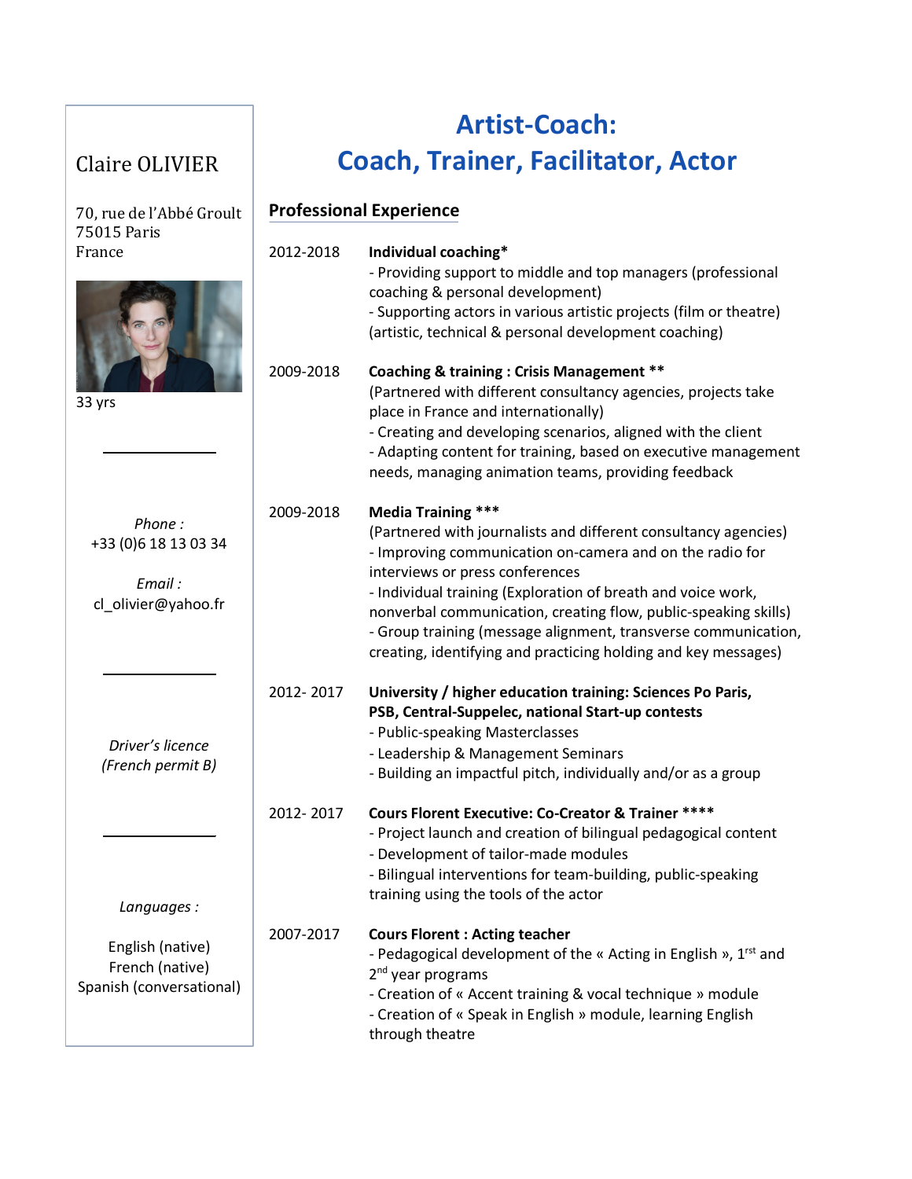Claire OLIVIER

70, rue de l'Abbé Groult
75015 Paris
France

33 yrs

*Phone :*
+33 (0)6 18 13 03 34

*Email :*
cl_olivier@yahoo.fr

*Driver's licence*
*(French permit B)*

*Languages :*

English (native)
French (native)
Spanish (conversational)

# Artist-Coach: Coach, Trainer, Facilitator, Actor

## Professional Experience

**2012-2018** — **Individual coaching***
- Providing support to middle and top managers (professional coaching & personal development)
- Supporting actors in various artistic projects (film or theatre) (artistic, technical & personal development coaching)

**2009-2018** — **Coaching & training : Crisis Management ****
(Partnered with different consultancy agencies, projects take place in France and internationally)
- Creating and developing scenarios, aligned with the client
- Adapting content for training, based on executive management needs, managing animation teams, providing feedback

**2009-2018** — **Media Training *****
(Partnered with journalists and different consultancy agencies)
- Improving communication on-camera and on the radio for interviews or press conferences
- Individual training (Exploration of breath and voice work, nonverbal communication, creating flow, public-speaking skills)
- Group training (message alignment, transverse communication, creating, identifying and practicing holding and key messages)

**2012- 2017** — **University / higher education training: Sciences Po Paris, PSB, Central-Suppelec, national Start-up contests**
- Public-speaking Masterclasses
- Leadership & Management Seminars
- Building an impactful pitch, individually and/or as a group

**2012- 2017** — **Cours Florent Executive: Co-Creator & Trainer ******
- Project launch and creation of bilingual pedagogical content
- Development of tailor-made modules
- Bilingual interventions for team-building, public-speaking training using the tools of the actor

**2007-2017** — **Cours Florent : Acting teacher**
- Pedagogical development of the « Acting in English », 1rst and 2nd year programs
- Creation of « Accent training & vocal technique » module
- Creation of « Speak in English » module, learning English through theatre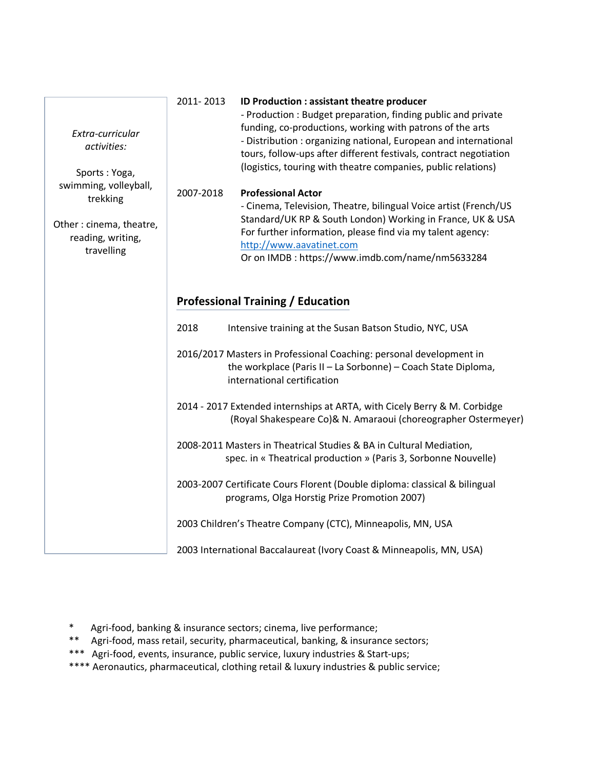*Extra-curricular activities:*

Sports : Yoga, swimming, volleyball, trekking

Other : cinema, theatre, reading, writing, travelling

2011- 2013 **ID Production : assistant theatre producer**
- Production : Budget preparation, finding public and private funding, co-productions, working with patrons of the arts
- Distribution : organizing national, European and international tours, follow-ups after different festivals, contract negotiation (logistics, touring with theatre companies, public relations)

2007-2018 **Professional Actor**
- Cinema, Television, Theatre, bilingual Voice artist (French/US Standard/UK RP & South London) Working in France, UK & USA

For further information, please find via my talent agency: [http://www.aavatinet.com](http://www.aavatinet.com)

Or on IMDB : https://www.imdb.com/name/nm5633284

## Professional Training / Education

2018 Intensive training at the Susan Batson Studio, NYC, USA

2016/2017 Masters in Professional Coaching: personal development in the workplace (Paris II – La Sorbonne) – Coach State Diploma, international certification

2014 - 2017 Extended internships at ARTA, with Cicely Berry & M. Corbidge (Royal Shakespeare Co)& N. Amaraoui (choreographer Ostermeyer)

2008-2011 Masters in Theatrical Studies & BA in Cultural Mediation, spec. in « Theatrical production » (Paris 3, Sorbonne Nouvelle)

2003-2007 Certificate Cours Florent (Double diploma: classical & bilingual programs, Olga Horstig Prize Promotion 2007)

2003 Children's Theatre Company (CTC), Minneapolis, MN, USA

2003 International Baccalaureat (Ivory Coast & Minneapolis, MN, USA)

\* Agri-food, banking & insurance sectors; cinema, live performance;

\** Agri-food, mass retail, security, pharmaceutical, banking, & insurance sectors;

\*** Agri-food, events, insurance, public service, luxury industries & Start-ups;

\**** Aeronautics, pharmaceutical, clothing retail & luxury industries & public service;